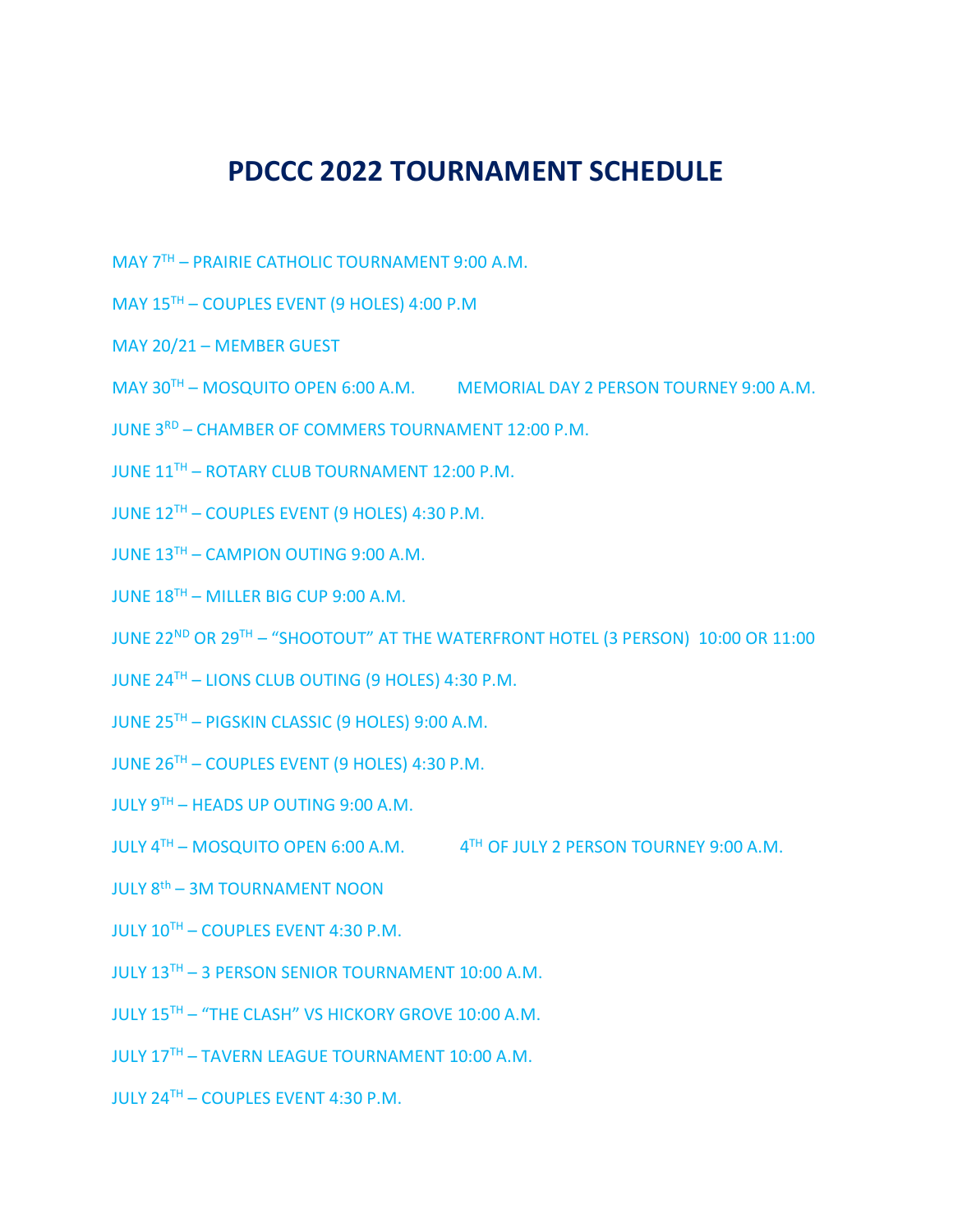# PDCCC 2022 TOURNAMENT SCHEDULE

MAY 7TH – PRAIRIE CATHOLIC TOURNAMENT 9:00 A.M.

MAY 15TH – COUPLES EVENT (9 HOLES) 4:00 P.M

MAY 20/21 – MEMBER GUEST

MAY 30TH – MOSQUITO OPEN 6:00 A.M.    MEMORIAL DAY 2 PERSON TOURNEY 9:00 A.M.

JUNE 3RD – CHAMBER OF COMMERS TOURNAMENT 12:00 P.M.

JUNE 11TH – ROTARY CLUB TOURNAMENT 12:00 P.M.

JUNE 12TH – COUPLES EVENT (9 HOLES) 4:30 P.M.

JUNE 13TH – CAMPION OUTING 9:00 A.M.

JUNE 18TH – MILLER BIG CUP 9:00 A.M.

JUNE 22ND OR 29TH – "SHOOTOUT" AT THE WATERFRONT HOTEL (3 PERSON) 10:00 OR 11:00

JUNE 24TH – LIONS CLUB OUTING (9 HOLES) 4:30 P.M.

JUNE 25TH – PIGSKIN CLASSIC (9 HOLES) 9:00 A.M.

JUNE 26TH – COUPLES EVENT (9 HOLES) 4:30 P.M.

JULY 9TH – HEADS UP OUTING 9:00 A.M.

JULY 4TH – MOSQUITO OPEN 6:00 A.M.    4TH OF JULY 2 PERSON TOURNEY 9:00 A.M.

JULY 8th – 3M TOURNAMENT NOON

JULY 10TH – COUPLES EVENT 4:30 P.M.

JULY 13TH – 3 PERSON SENIOR TOURNAMENT 10:00 A.M.

JULY 15TH – "THE CLASH" VS HICKORY GROVE 10:00 A.M.

JULY 17TH – TAVERN LEAGUE TOURNAMENT 10:00 A.M.

JULY 24TH – COUPLES EVENT 4:30 P.M.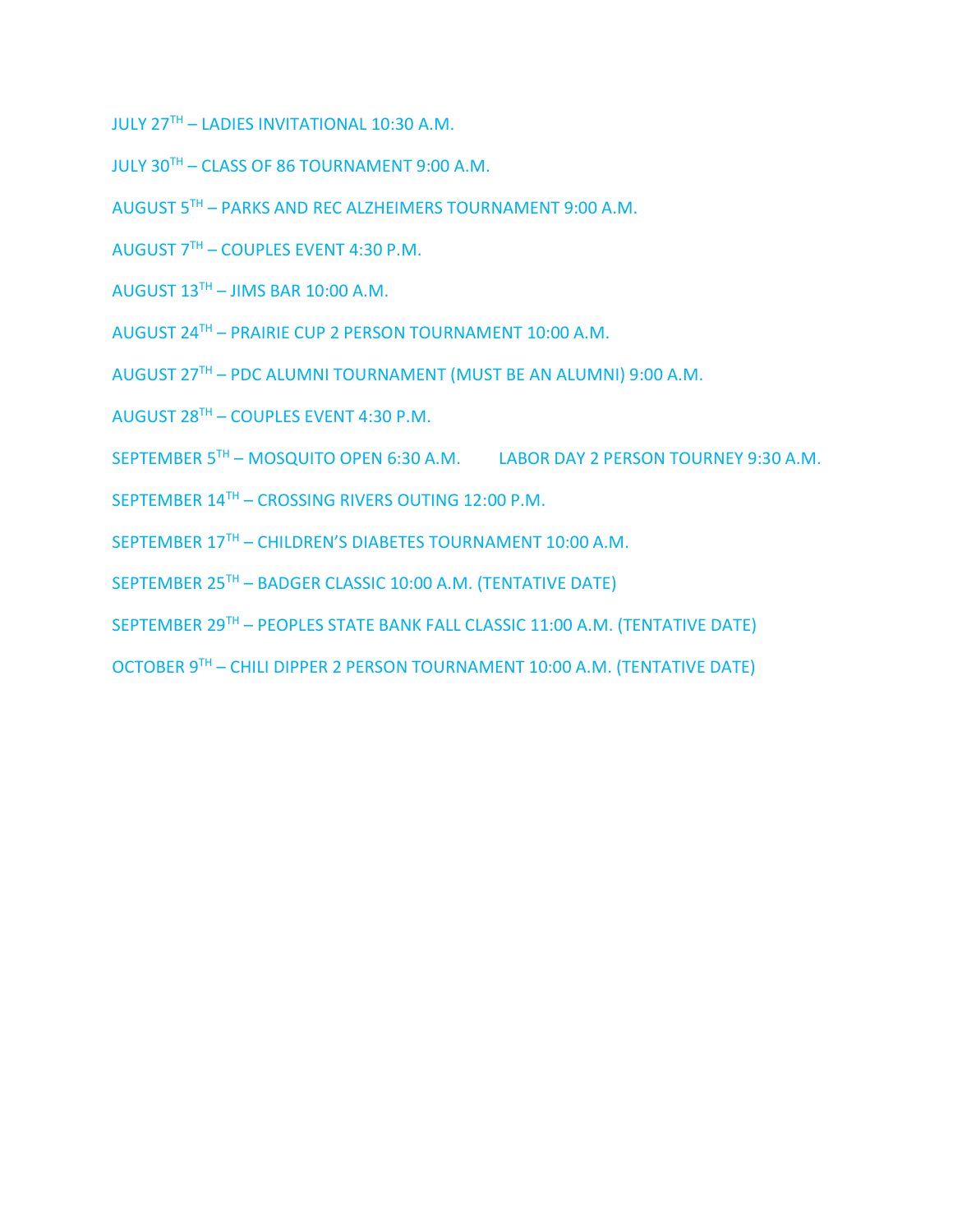JULY 27TH – LADIES INVITATIONAL 10:30 A.M.

JULY 30TH – CLASS OF 86 TOURNAMENT 9:00 A.M.

AUGUST 5TH – PARKS AND REC ALZHEIMERS TOURNAMENT 9:00 A.M.

AUGUST 7TH – COUPLES EVENT 4:30 P.M.

AUGUST 13TH – JIMS BAR 10:00 A.M.

AUGUST 24TH – PRAIRIE CUP 2 PERSON TOURNAMENT 10:00 A.M.

AUGUST 27TH – PDC ALUMNI TOURNAMENT (MUST BE AN ALUMNI) 9:00 A.M.

AUGUST 28TH – COUPLES EVENT 4:30 P.M.

SEPTEMBER 5TH – MOSQUITO OPEN 6:30 A.M.        LABOR DAY 2 PERSON TOURNEY 9:30 A.M.

SEPTEMBER 14TH – CROSSING RIVERS OUTING 12:00 P.M.

SEPTEMBER 17TH – CHILDREN'S DIABETES TOURNAMENT 10:00 A.M.

SEPTEMBER 25TH – BADGER CLASSIC 10:00 A.M. (TENTATIVE DATE)

SEPTEMBER 29TH – PEOPLES STATE BANK FALL CLASSIC 11:00 A.M. (TENTATIVE DATE)

OCTOBER 9TH – CHILI DIPPER 2 PERSON TOURNAMENT 10:00 A.M. (TENTATIVE DATE)